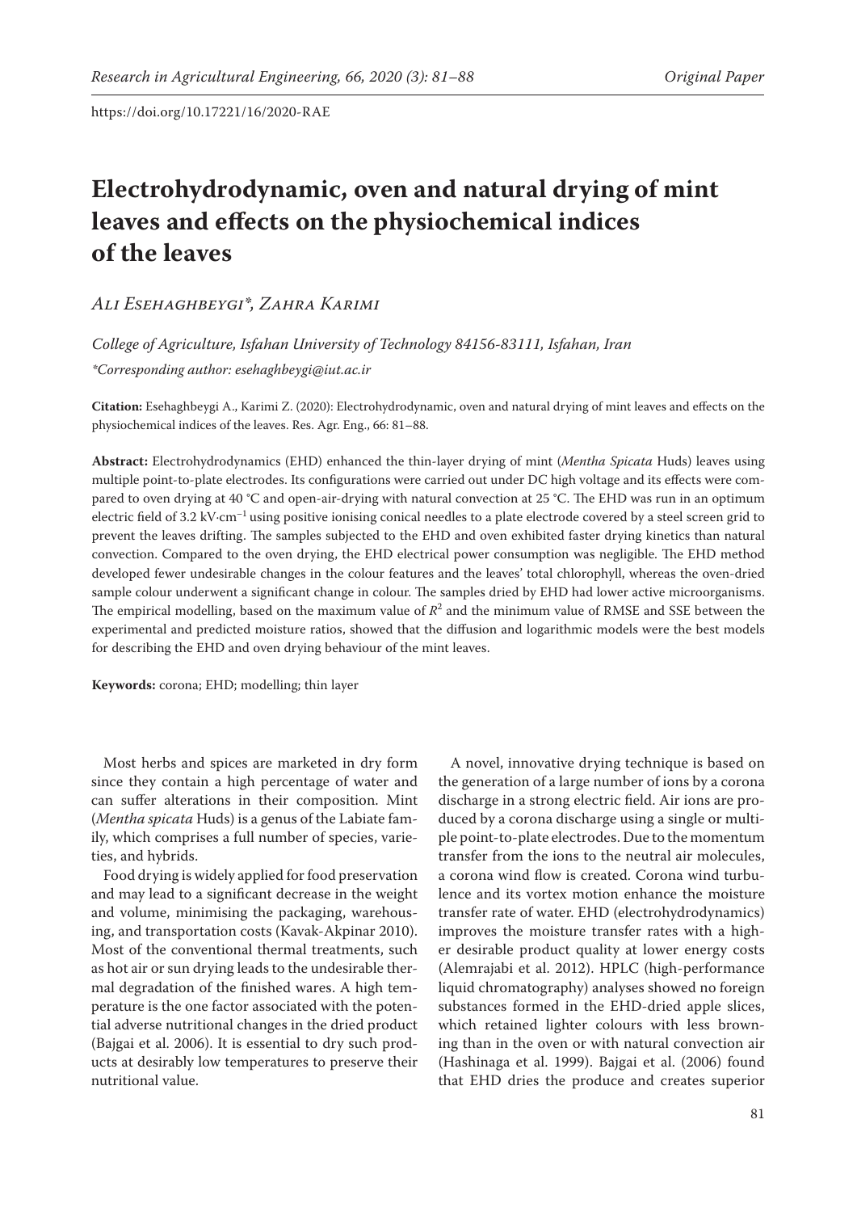# Electrohydrodynamic, oven and natural drying of mint leaves and effects on the physiochemical indices of the leaves

*Ali Esehaghbeygi\*, Zahra Karimi*

*College of Agriculture, Isfahan University of Technology 84156-83111, Isfahan, Iran*

*\*Corresponding author: esehaghbeygi@iut.ac.ir*

**Citation:** Esehaghbeygi A., Karimi Z. (2020): Electrohydrodynamic, oven and natural drying of mint leaves and effects on the physiochemical indices of the leaves. Res. Agr. Eng., 66: 81–88.

**Abstract:** Electrohydrodynamics (EHD) enhanced the thin-layer drying of mint (*Mentha Spicata* Huds) leaves using multiple point-to-plate electrodes. Its configurations were carried out under DC high voltage and its effects were compared to oven drying at 40 °C and open-air-drying with natural convection at 25 °C. The EHD was run in an optimum electric field of 3.2 $kV \cdot cm^{-1}$ using positive ionising conical needles to a plate electrode covered by a steel screen grid to prevent the leaves drifting. The samples subjected to the EHD and oven exhibited faster drying kinetics than natural convection. Compared to the oven drying, the EHD electrical power consumption was negligible. The EHD method developed fewer undesirable changes in the colour features and the leaves' total chlorophyll, whereas the oven-dried sample colour underwent a significant change in colour. The samples dried by EHD had lower active microorganisms. The empirical modelling, based on the maximum value of $R^2$ and the minimum value of RMSE and SSE between the experimental and predicted moisture ratios, showed that the diffusion and logarithmic models were the best models for describing the EHD and oven drying behaviour of the mint leaves.

**Keywords:** corona; EHD; modelling; thin layer

Most herbs and spices are marketed in dry form since they contain a high percentage of water and can suffer alterations in their composition. Mint (*Mentha spicata* Huds) is a genus of the Labiate family, which comprises a full number of species, varieties, and hybrids.

Food drying is widely applied for food preservation and may lead to a significant decrease in the weight and volume, minimising the packaging, warehousing, and transportation costs (Kavak-Akpinar 2010). Most of the conventional thermal treatments, such as hot air or sun drying leads to the undesirable thermal degradation of the finished wares. A high temperature is the one factor associated with the potential adverse nutritional changes in the dried product (Bajgai et al. 2006). It is essential to dry such products at desirably low temperatures to preserve their nutritional value.

A novel, innovative drying technique is based on the generation of a large number of ions by a corona discharge in a strong electric field. Air ions are produced by a corona discharge using a single or multiple point-to-plate electrodes. Due to the momentum transfer from the ions to the neutral air molecules, a corona wind flow is created. Corona wind turbulence and its vortex motion enhance the moisture transfer rate of water. EHD (electrohydrodynamics) improves the moisture transfer rates with a higher desirable product quality at lower energy costs (Alemrajabi et al. 2012). HPLC (high-performance liquid chromatography) analyses showed no foreign substances formed in the EHD-dried apple slices, which retained lighter colours with less browning than in the oven or with natural convection air (Hashinaga et al. 1999). Bajgai et al. (2006) found that EHD dries the produce and creates superior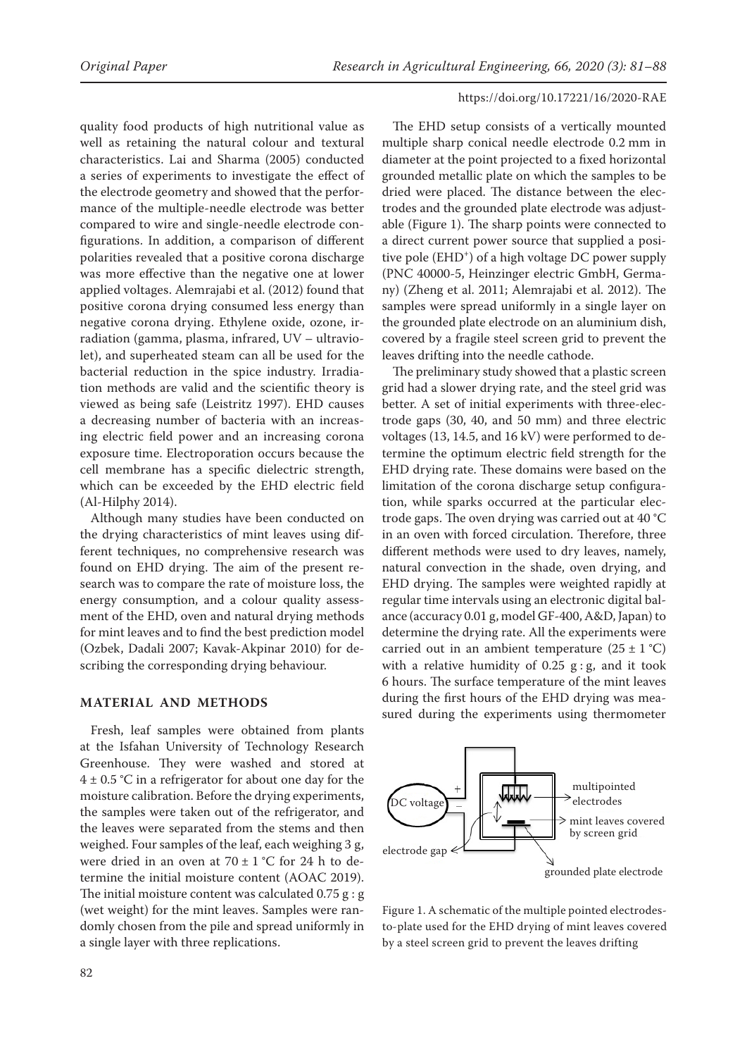quality food products of high nutritional value as well as retaining the natural colour and textural characteristics. Lai and Sharma (2005) conducted a series of experiments to investigate the effect of the electrode geometry and showed that the performance of the multiple-needle electrode was better compared to wire and single-needle electrode configurations. In addition, a comparison of different polarities revealed that a positive corona discharge was more effective than the negative one at lower applied voltages. Alemrajabi et al. (2012) found that positive corona drying consumed less energy than negative corona drying. Ethylene oxide, ozone, irradiation (gamma, plasma, infrared, UV – ultraviolet), and superheated steam can all be used for the bacterial reduction in the spice industry. Irradiation methods are valid and the scientific theory is viewed as being safe (Leistritz 1997). EHD causes a decreasing number of bacteria with an increasing electric field power and an increasing corona exposure time. Electroporation occurs because the cell membrane has a specific dielectric strength, which can be exceeded by the EHD electric field (Al-Hilphy 2014).

Although many studies have been conducted on the drying characteristics of mint leaves using different techniques, no comprehensive research was found on EHD drying. The aim of the present research was to compare the rate of moisture loss, the energy consumption, and a colour quality assessment of the EHD, oven and natural drying methods for mint leaves and to find the best prediction model (Ozbek, Dadali 2007; Kavak-Akpinar 2010) for describing the corresponding drying behaviour.

## MATERIAL AND METHODS

Fresh, leaf samples were obtained from plants at the Isfahan University of Technology Research Greenhouse. They were washed and stored at $4 \pm 0.5$ °C in a refrigerator for about one day for the moisture calibration. Before the drying experiments, the samples were taken out of the refrigerator, and the leaves were separated from the stems and then weighed. Four samples of the leaf, each weighing 3 g, were dried in an oven at $70 \pm 1$ °C for 24 h to determine the initial moisture content (AOAC 2019). The initial moisture content was calculated 0.75 g : g (wet weight) for the mint leaves. Samples were randomly chosen from the pile and spread uniformly in a single layer with three replications.

The EHD setup consists of a vertically mounted multiple sharp conical needle electrode 0.2 mm in diameter at the point projected to a fixed horizontal grounded metallic plate on which the samples to be dried were placed. The distance between the electrodes and the grounded plate electrode was adjustable (Figure 1). The sharp points were connected to a direct current power source that supplied a positive pole ($EHD^+$) of a high voltage DC power supply (PNC 40000-5, Heinzinger electric GmbH, Germany) (Zheng et al. 2011; Alemrajabi et al. 2012). The samples were spread uniformly in a single layer on the grounded plate electrode on an aluminium dish, covered by a fragile steel screen grid to prevent the leaves drifting into the needle cathode.

The preliminary study showed that a plastic screen grid had a slower drying rate, and the steel grid was better. A set of initial experiments with three-electrode gaps (30, 40, and 50 mm) and three electric voltages (13, 14.5, and 16 kV) were performed to determine the optimum electric field strength for the EHD drying rate. These domains were based on the limitation of the corona discharge setup configuration, while sparks occurred at the particular electrode gaps. The oven drying was carried out at 40 °C in an oven with forced circulation. Therefore, three different methods were used to dry leaves, namely, natural convection in the shade, oven drying, and EHD drying. The samples were weighted rapidly at regular time intervals using an electronic digital balance (accuracy 0.01 g, model GF-400, A&D, Japan) to determine the drying rate. All the experiments were carried out in an ambient temperature ($25 \pm 1$ °C) with a relative humidity of 0.25 g : g, and it took 6 hours. The surface temperature of the mint leaves during the first hours of the EHD drying was measured during the experiments using thermometer

Figure 1. A schematic of the multiple pointed electrodes-to-plate used for the EHD drying of mint leaves covered by a steel screen grid to prevent the leaves drifting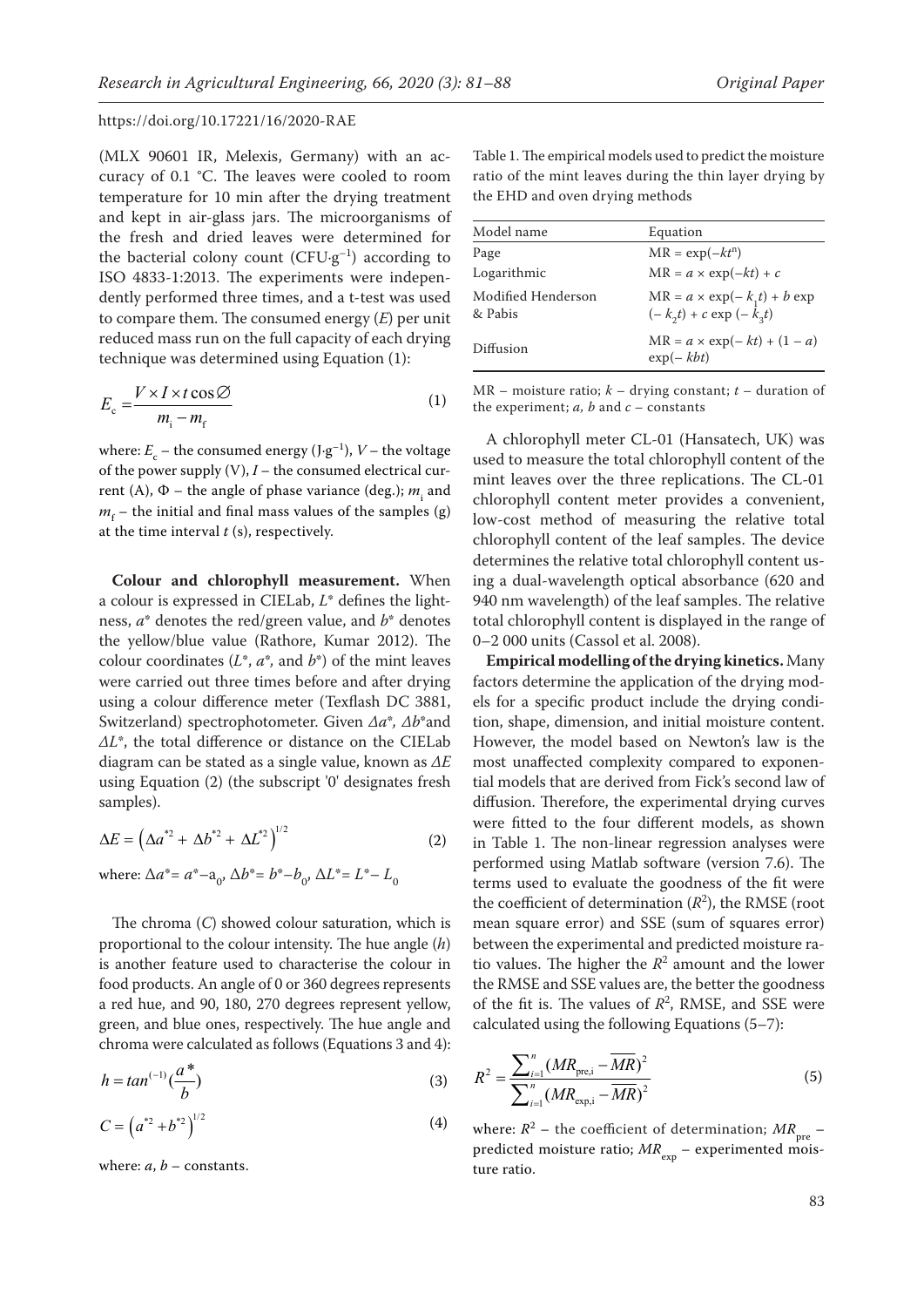(MLX 90601 IR, Melexis, Germany) with an accuracy of 0.1 °C. The leaves were cooled to room temperature for 10 min after the drying treatment and kept in air-glass jars. The microorganisms of the fresh and dried leaves were determined for the bacterial colony count ($CFU \cdot g^{-1}$) according to ISO 4833-1:2013. The experiments were independently performed three times, and a t-test was used to compare them. The consumed energy ($E$) per unit reduced mass run on the full capacity of each drying technique was determined using Equation (1):

$$E_c = \frac{V \times I \times t \cos \varnothing}{m_i - m_f} \tag{1}$$

where: $E_c$ – the consumed energy ($J \cdot g^{-1}$), $V$ – the voltage of the power supply (V), $I$ – the consumed electrical current (A), $\Phi$ – the angle of phase variance (deg.); $m_i$ and $m_f$ – the initial and final mass values of the samples (g) at the time interval $t$ (s), respectively.

**Colour and chlorophyll measurement.** When a colour is expressed in CIELab, $L^*$ defines the lightness, $a^*$ denotes the red/green value, and $b^*$ denotes the yellow/blue value (Rathore, Kumar 2012). The colour coordinates ($L^*$, $a^*$, and $b^*$) of the mint leaves were carried out three times before and after drying using a colour difference meter (Texflash DC 3881, Switzerland) spectrophotometer. Given $\Delta a^*$, $\Delta b^*$and $\Delta L^*$, the total difference or distance on the CIELab diagram can be stated as a single value, known as $\Delta E$ using Equation (2) (the subscript '0' designates fresh samples).

$$\Delta E = \left(\Delta a^{*2} + \Delta b^{*2} + \Delta L^{*2}\right)^{1/2} \tag{2}$$

where: $\Delta a^* = a^* - a_0$, $\Delta b^* = b^* - b_0$, $\Delta L^* = L^* - L_0$

The chroma ($C$) showed colour saturation, which is proportional to the colour intensity. The hue angle ($h$) is another feature used to characterise the colour in food products. An angle of 0 or 360 degrees represents a red hue, and 90, 180, 270 degrees represent yellow, green, and blue ones, respectively. The hue angle and chroma were calculated as follows (Equations 3 and 4):

$$h = tan^{(-1)}\left(\frac{a^*}{b}\right) \tag{3}$$

$$C = \left(a^{*2} + b^{*2}\right)^{1/2} \tag{4}$$

where: $a$, $b$ – constants.

Table 1. The empirical models used to predict the moisture ratio of the mint leaves during the thin layer drying by the EHD and oven drying methods

| Model name | Equation |
|---|---|
| Page | $MR = \exp(-kt^n)$ |
| Logarithmic | $MR = a \times \exp(-kt) + c$ |
| Modified Henderson & Pabis | $MR = a \times \exp(-k_1 t) + b \exp(-k_2 t) + c \exp(-k_3 t)$ |
| Diffusion | $MR = a \times \exp(-kt) + (1 - a) \exp(-kbt)$ |

MR – moisture ratio; $k$ – drying constant; $t$ – duration of the experiment; $a$, $b$ and $c$ – constants

A chlorophyll meter CL-01 (Hansatech, UK) was used to measure the total chlorophyll content of the mint leaves over the three replications. The CL-01 chlorophyll content meter provides a convenient, low-cost method of measuring the relative total chlorophyll content of the leaf samples. The device determines the relative total chlorophyll content using a dual-wavelength optical absorbance (620 and 940 nm wavelength) of the leaf samples. The relative total chlorophyll content is displayed in the range of 0–2 000 units (Cassol et al. 2008).

**Empirical modelling of the drying kinetics.** Many factors determine the application of the drying models for a specific product include the drying condition, shape, dimension, and initial moisture content. However, the model based on Newton's law is the most unaffected complexity compared to exponential models that are derived from Fick's second law of diffusion. Therefore, the experimental drying curves were fitted to the four different models, as shown in Table 1. The non-linear regression analyses were performed using Matlab software (version 7.6). The terms used to evaluate the goodness of the fit were the coefficient of determination ($R^2$), the RMSE (root mean square error) and SSE (sum of squares error) between the experimental and predicted moisture ratio values. The higher the $R^2$ amount and the lower the RMSE and SSE values are, the better the goodness of the fit is. The values of $R^2$, RMSE, and SSE were calculated using the following Equations (5–7):

$$R^2 = \frac{\sum_{i=1}^{n}(MR_{pre,i} - \overline{MR})^2}{\sum_{i=1}^{n}(MR_{exp,i} - \overline{MR})^2} \tag{5}$$

where: $R^2$ – the coefficient of determination; $MR_{pre}$ – predicted moisture ratio; $MR_{exp}$ – experimented moisture ratio.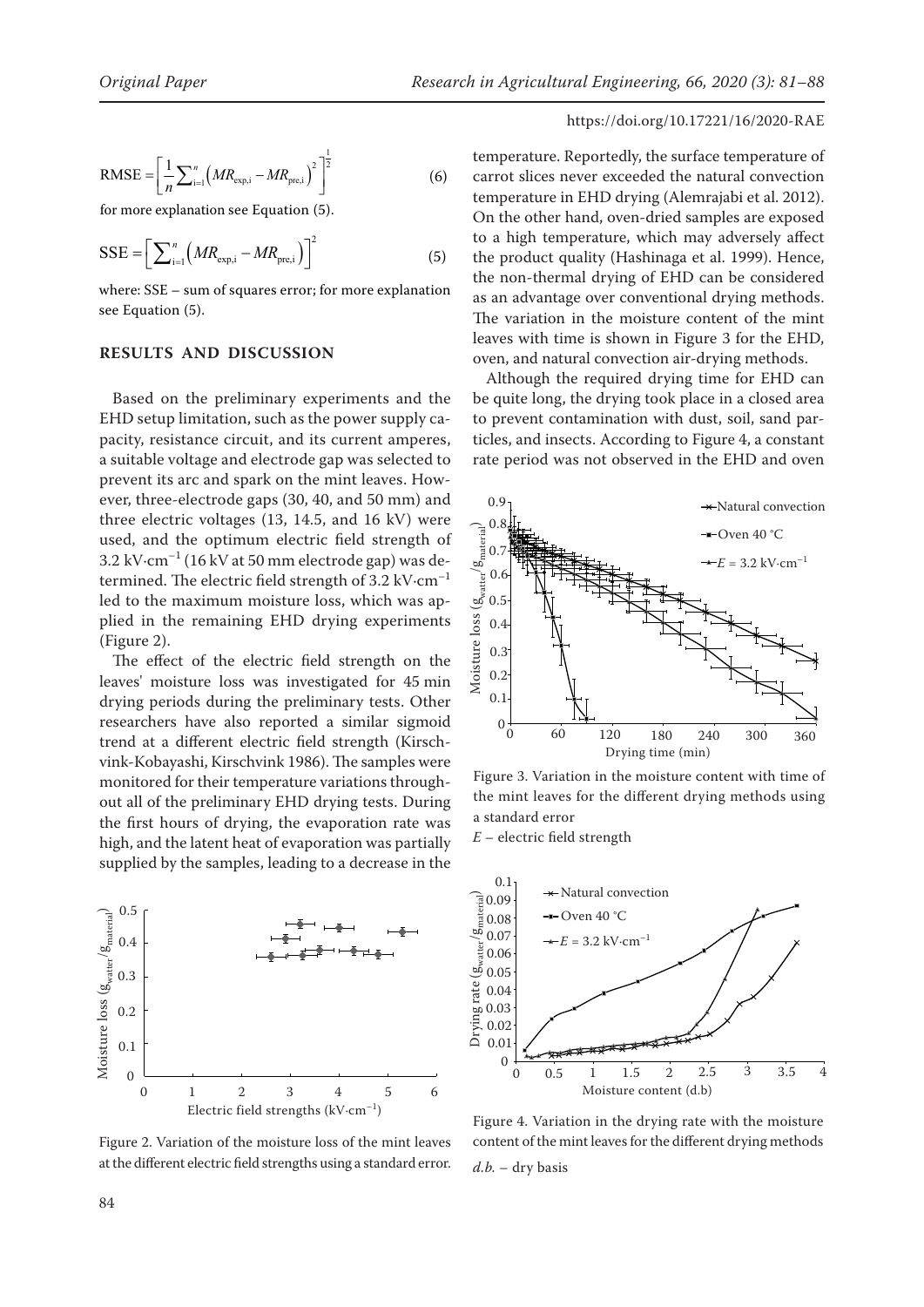$$\text{RMSE} = \left[\frac{1}{n}\sum_{i=1}^{n}\left(MR_{\text{exp,i}} - MR_{\text{pre,i}}\right)^2\right]^{\frac{1}{2}} \tag{6}$$

for more explanation see Equation (5).

$$\text{SSE} = \left[\sum_{i=1}^{n}\left(MR_{\text{exp,i}} - MR_{\text{pre,i}}\right)\right]^2 \tag{5}$$

where: SSE – sum of squares error; for more explanation see Equation (5).

## RESULTS AND DISCUSSION

Based on the preliminary experiments and the EHD setup limitation, such as the power supply capacity, resistance circuit, and its current amperes, a suitable voltage and electrode gap was selected to prevent its arc and spark on the mint leaves. However, three-electrode gaps (30, 40, and 50 mm) and three electric voltages (13, 14.5, and 16 kV) were used, and the optimum electric field strength of 3.2 kV·cm$^{-1}$ (16 kV at 50 mm electrode gap) was determined. The electric field strength of 3.2 kV·cm$^{-1}$ led to the maximum moisture loss, which was applied in the remaining EHD drying experiments (Figure 2).

The effect of the electric field strength on the leaves' moisture loss was investigated for 45 min drying periods during the preliminary tests. Other researchers have also reported a similar sigmoid trend at a different electric field strength (Kirschvink-Kobayashi, Kirschvink 1986). The samples were monitored for their temperature variations throughout all of the preliminary EHD drying tests. During the first hours of drying, the evaporation rate was high, and the latent heat of evaporation was partially supplied by the samples, leading to a decrease in the temperature. Reportedly, the surface temperature of carrot slices never exceeded the natural convection temperature in EHD drying (Alemrajabi et al. 2012). On the other hand, oven-dried samples are exposed to a high temperature, which may adversely affect the product quality (Hashinaga et al. 1999). Hence, the non-thermal drying of EHD can be considered as an advantage over conventional drying methods. The variation in the moisture content of the mint leaves with time is shown in Figure 3 for the EHD, oven, and natural convection air-drying methods.

Although the required drying time for EHD can be quite long, the drying took place in a closed area to prevent contamination with dust, soil, sand particles, and insects. According to Figure 4, a constant rate period was not observed in the EHD and oven

Figure 3. Variation in the moisture content with time of the mint leaves for the different drying methods using a standard error

$E$ – electric field strength

Figure 4. Variation in the drying rate with the moisture content of the mint leaves for the different drying methods

$d.b.$ – dry basis

Figure 2. Variation of the moisture loss of the mint leaves at the different electric field strengths using a standard error.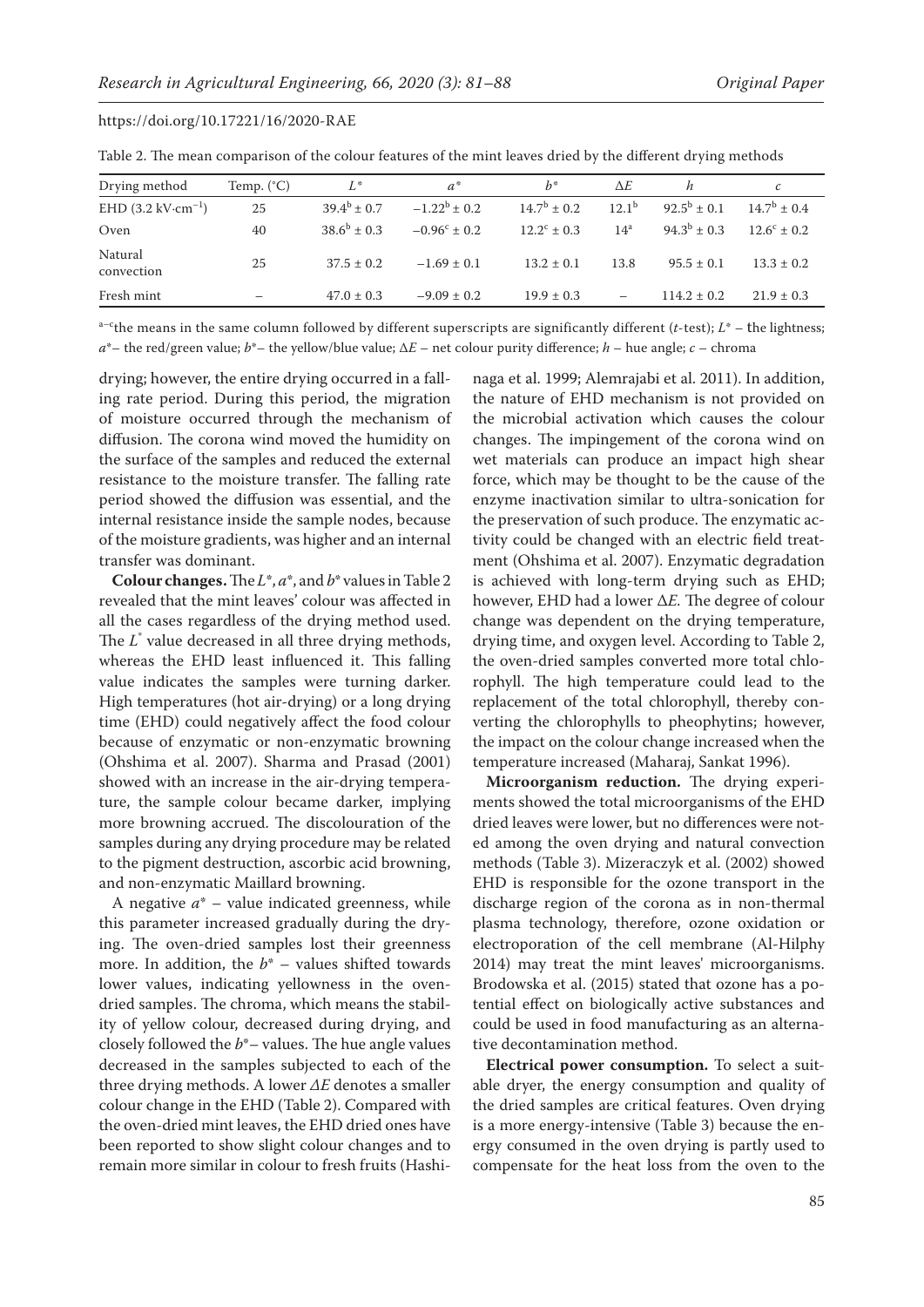Table 2. The mean comparison of the colour features of the mint leaves dried by the different drying methods

| Drying method | Temp. (°C) | $L^*$ | $a^*$ | $b^*$ | $\Delta E$ | $h$ | $c$ |
|---|---|---|---|---|---|---|---|
| EHD (3.2 kV·cm$^{-1}$) | 25 | $39.4^b \pm 0.7$ | $-1.22^b \pm 0.2$ | $14.7^b \pm 0.2$ | $12.1^b$ | $92.5^b \pm 0.1$ | $14.7^b \pm 0.4$ |
| Oven | 40 | $38.6^b \pm 0.3$ | $-0.96^c \pm 0.2$ | $12.2^c \pm 0.3$ | $14^a$ | $94.3^b \pm 0.3$ | $12.6^c \pm 0.2$ |
| Natural convection | 25 | $37.5 \pm 0.2$ | $-1.69 \pm 0.1$ | $13.2 \pm 0.1$ | 13.8 | $95.5 \pm 0.1$ | $13.3 \pm 0.2$ |
| Fresh mint | – | $47.0 \pm 0.3$ | $-9.09 \pm 0.2$ | $19.9 \pm 0.3$ | – | $114.2 \pm 0.2$ | $21.9 \pm 0.3$ |

[a–c]the means in the same column followed by different superscripts are significantly different (*t*-test); $L^*$ – the lightness; $a^*$– the red/green value; $b^*$– the yellow/blue value; $\Delta E$ – net colour purity difference; $h$ – hue angle; $c$ – chroma

drying; however, the entire drying occurred in a falling rate period. During this period, the migration of moisture occurred through the mechanism of diffusion. The corona wind moved the humidity on the surface of the samples and reduced the external resistance to the moisture transfer. The falling rate period showed the diffusion was essential, and the internal resistance inside the sample nodes, because of the moisture gradients, was higher and an internal transfer was dominant.

**Colour changes.** The $L^*$, $a^*$, and $b^*$ values in Table 2 revealed that the mint leaves' colour was affected in all the cases regardless of the drying method used. The $L^*$ value decreased in all three drying methods, whereas the EHD least influenced it. This falling value indicates the samples were turning darker. High temperatures (hot air-drying) or a long drying time (EHD) could negatively affect the food colour because of enzymatic or non-enzymatic browning (Ohshima et al. 2007). Sharma and Prasad (2001) showed with an increase in the air-drying temperature, the sample colour became darker, implying more browning accrued. The discolouration of the samples during any drying procedure may be related to the pigment destruction, ascorbic acid browning, and non-enzymatic Maillard browning.

A negative $a^*$ – value indicated greenness, while this parameter increased gradually during the drying. The oven-dried samples lost their greenness more. In addition, the $b^*$ – values shifted towards lower values, indicating yellowness in the oven-dried samples. The chroma, which means the stability of yellow colour, decreased during drying, and closely followed the $b^*$– values. The hue angle values decreased in the samples subjected to each of the three drying methods. A lower $\Delta E$ denotes a smaller colour change in the EHD (Table 2). Compared with the oven-dried mint leaves, the EHD dried ones have been reported to show slight colour changes and to remain more similar in colour to fresh fruits (Hashinaga et al. 1999; Alemrajabi et al. 2011). In addition, the nature of EHD mechanism is not provided on the microbial activation which causes the colour changes. The impingement of the corona wind on wet materials can produce an impact high shear force, which may be thought to be the cause of the enzyme inactivation similar to ultra-sonication for the preservation of such produce. The enzymatic activity could be changed with an electric field treatment (Ohshima et al. 2007). Enzymatic degradation is achieved with long-term drying such as EHD; however, EHD had a lower $\Delta E$. The degree of colour change was dependent on the drying temperature, drying time, and oxygen level. According to Table 2, the oven-dried samples converted more total chlorophyll. The high temperature could lead to the replacement of the total chlorophyll, thereby converting the chlorophylls to pheophytins; however, the impact on the colour change increased when the temperature increased (Maharaj, Sankat 1996).

**Microorganism reduction.** The drying experiments showed the total microorganisms of the EHD dried leaves were lower, but no differences were noted among the oven drying and natural convection methods (Table 3). Mizeraczyk et al. (2002) showed EHD is responsible for the ozone transport in the discharge region of the corona as in non-thermal plasma technology, therefore, ozone oxidation or electroporation of the cell membrane (Al-Hilphy 2014) may treat the mint leaves' microorganisms. Brodowska et al. (2015) stated that ozone has a potential effect on biologically active substances and could be used in food manufacturing as an alternative decontamination method.

**Electrical power consumption.** To select a suitable dryer, the energy consumption and quality of the dried samples are critical features. Oven drying is a more energy-intensive (Table 3) because the energy consumed in the oven drying is partly used to compensate for the heat loss from the oven to the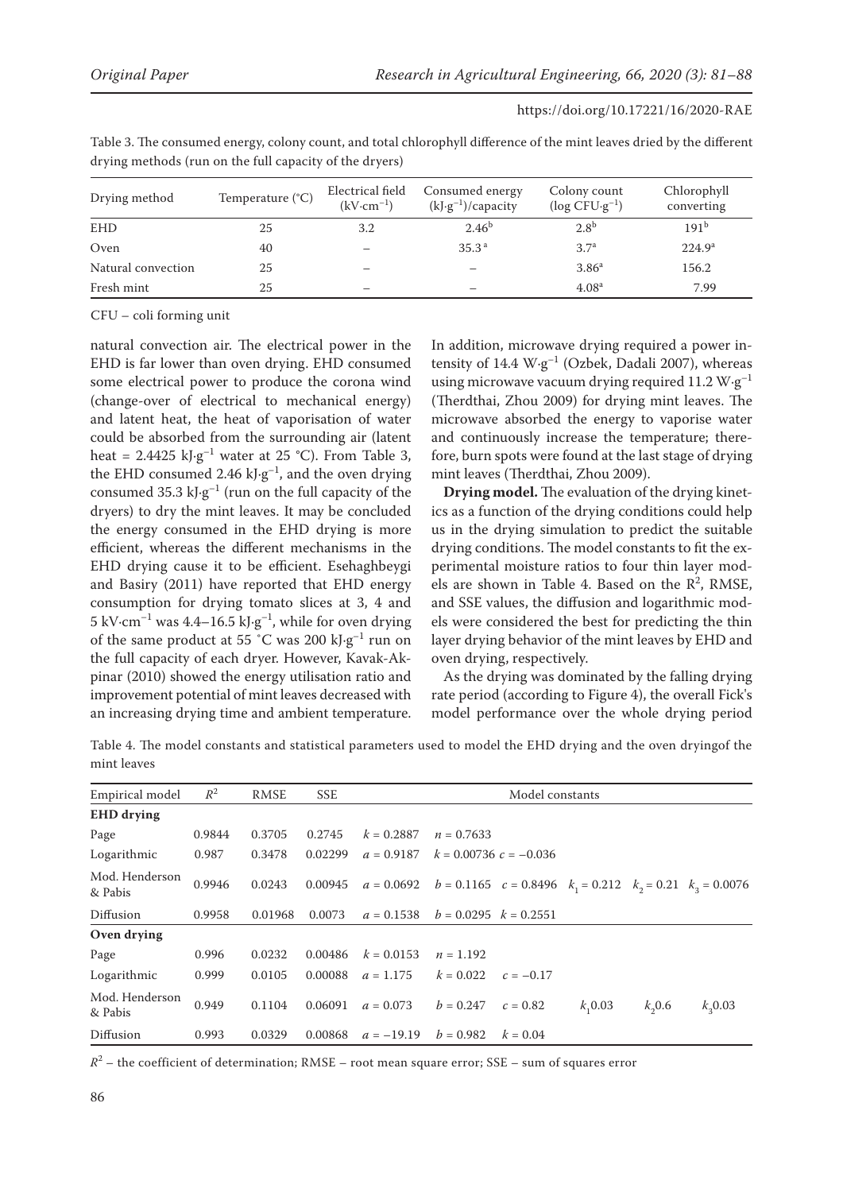Table 3. The consumed energy, colony count, and total chlorophyll difference of the mint leaves dried by the different drying methods (run on the full capacity of the dryers)

| Drying method | Temperature (°C) | Electrical field ($kV \cdot cm^{-1}$) | Consumed energy ($kJ \cdot g^{-1}$)/capacity | Colony count ($\log CFU \cdot g^{-1}$) | Chlorophyll converting |
|---|---|---|---|---|---|
| EHD | 25 | 3.2 | $2.46^b$ | $2.8^b$ | $191^b$ |
| Oven | 40 | – | $35.3^a$ | $3.7^a$ | $224.9^a$ |
| Natural convection | 25 | – | – | $3.86^a$ | 156.2 |
| Fresh mint | 25 | – | – | $4.08^a$ | 7.99 |

CFU – coli forming unit

natural convection air. The electrical power in the EHD is far lower than oven drying. EHD consumed some electrical power to produce the corona wind (change-over of electrical to mechanical energy) and latent heat, the heat of vaporisation of water could be absorbed from the surrounding air (latent heat = 2.4425 $kJ \cdot g^{-1}$ water at 25 °C). From Table 3, the EHD consumed 2.46 $kJ \cdot g^{-1}$, and the oven drying consumed 35.3 $kJ \cdot g^{-1}$ (run on the full capacity of the dryers) to dry the mint leaves. It may be concluded the energy consumed in the EHD drying is more efficient, whereas the different mechanisms in the EHD drying cause it to be efficient. Esehaghbeygi and Basiry (2011) have reported that EHD energy consumption for drying tomato slices at 3, 4 and 5 $kV \cdot cm^{-1}$ was 4.4–16.5 $kJ \cdot g^{-1}$, while for oven drying of the same product at 55 °C was 200 $kJ \cdot g^{-1}$ run on the full capacity of each dryer. However, Kavak-Akpinar (2010) showed the energy utilisation ratio and improvement potential of mint leaves decreased with an increasing drying time and ambient temperature.

In addition, microwave drying required a power intensity of 14.4 $W \cdot g^{-1}$ (Ozbek, Dadali 2007), whereas using microwave vacuum drying required 11.2 $W \cdot g^{-1}$ (Therdthai, Zhou 2009) for drying mint leaves. The microwave absorbed the energy to vaporise water and continuously increase the temperature; therefore, burn spots were found at the last stage of drying mint leaves (Therdthai, Zhou 2009).

**Drying model.** The evaluation of the drying kinetics as a function of the drying conditions could help us in the drying simulation to predict the suitable drying conditions. The model constants to fit the experimental moisture ratios to four thin layer models are shown in Table 4. Based on the $R^2$, RMSE, and SSE values, the diffusion and logarithmic models were considered the best for predicting the thin layer drying behavior of the mint leaves by EHD and oven drying, respectively.

As the drying was dominated by the falling drying rate period (according to Figure 4), the overall Fick's model performance over the whole drying period

Table 4. The model constants and statistical parameters used to model the EHD drying and the oven dryingof the mint leaves

| Empirical model | $R^2$ | RMSE | SSE | Model constants | | | | | |
|---|---|---|---|---|---|---|---|---|---|
| **EHD drying** | | | | | | | | | |
| Page | 0.9844 | 0.3705 | 0.2745 | $k = 0.2887$ | $n = 0.7633$ | | | | |
| Logarithmic | 0.987 | 0.3478 | 0.02299 | $a = 0.9187$ | $k = 0.00736$ | $c = -0.036$ | | | |
| Mod. Henderson & Pabis | 0.9946 | 0.0243 | 0.00945 | $a = 0.0692$ | $b = 0.1165$ | $c = 0.8496$ | $k_1 = 0.212$ | $k_2 = 0.21$ | $k_3 = 0.0076$ |
| Diffusion | 0.9958 | 0.01968 | 0.0073 | $a = 0.1538$ | $b = 0.0295$ | $k = 0.2551$ | | | |
| **Oven drying** | | | | | | | | | |
| Page | 0.996 | 0.0232 | 0.00486 | $k = 0.0153$ | $n = 1.192$ | | | | |
| Logarithmic | 0.999 | 0.0105 | 0.00088 | $a = 1.175$ | $k = 0.022$ | $c = -0.17$ | | | |
| Mod. Henderson & Pabis | 0.949 | 0.1104 | 0.06091 | $a = 0.073$ | $b = 0.247$ | $c = 0.82$ | $k_1 0.03$ | $k_2 0.6$ | $k_3 0.03$ |
| Diffusion | 0.993 | 0.0329 | 0.00868 | $a = -19.19$ | $b = 0.982$ | $k = 0.04$ | | | |

$R^2$ – the coefficient of determination; RMSE – root mean square error; SSE – sum of squares error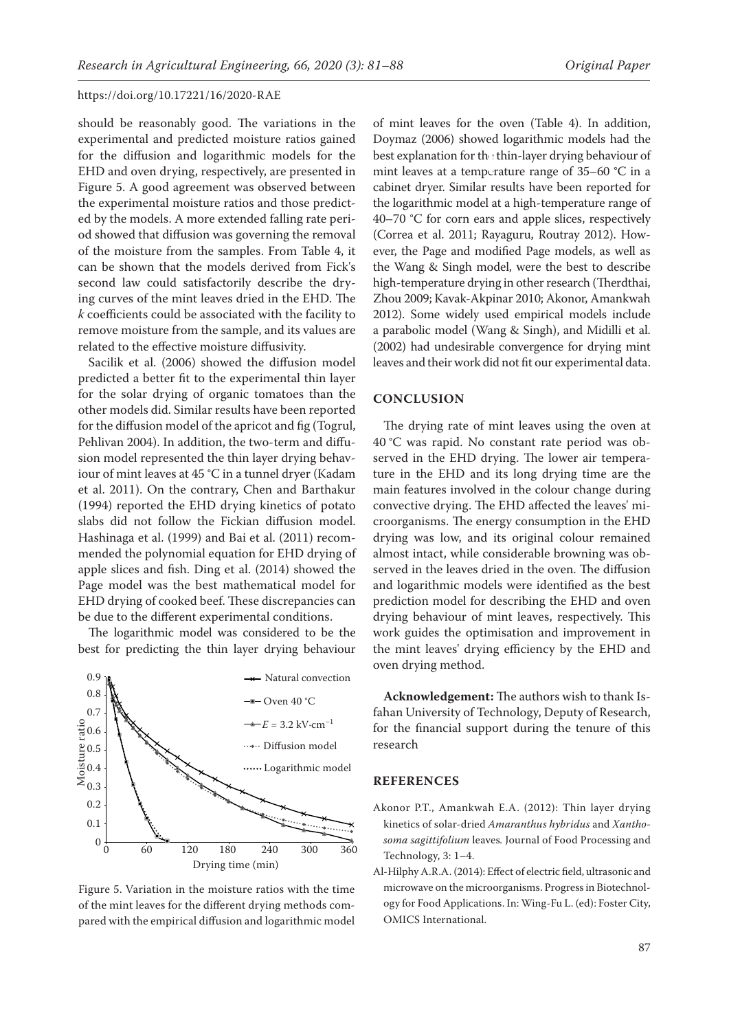should be reasonably good. The variations in the experimental and predicted moisture ratios gained for the diffusion and logarithmic models for the EHD and oven drying, respectively, are presented in Figure 5. A good agreement was observed between the experimental moisture ratios and those predicted by the models. A more extended falling rate period showed that diffusion was governing the removal of the moisture from the samples. From Table 4, it can be shown that the models derived from Fick's second law could satisfactorily describe the drying curves of the mint leaves dried in the EHD. The *k* coefficients could be associated with the facility to remove moisture from the sample, and its values are related to the effective moisture diffusivity.

Sacilik et al. (2006) showed the diffusion model predicted a better fit to the experimental thin layer for the solar drying of organic tomatoes than the other models did. Similar results have been reported for the diffusion model of the apricot and fig (Togrul, Pehlivan 2004). In addition, the two-term and diffusion model represented the thin layer drying behaviour of mint leaves at 45 °C in a tunnel dryer (Kadam et al. 2011). On the contrary, Chen and Barthakur (1994) reported the EHD drying kinetics of potato slabs did not follow the Fickian diffusion model. Hashinaga et al. (1999) and Bai et al. (2011) recommended the polynomial equation for EHD drying of apple slices and fish. Ding et al. (2014) showed the Page model was the best mathematical model for EHD drying of cooked beef. These discrepancies can be due to the different experimental conditions.

The logarithmic model was considered to be the best for predicting the thin layer drying behaviour

Figure 5. Variation in the moisture ratios with the time of the mint leaves for the different drying methods compared with the empirical diffusion and logarithmic model

of mint leaves for the oven (Table 4). In addition, Doymaz (2006) showed logarithmic models had the best explanation for the thin-layer drying behaviour of mint leaves at a temperature range of 35–60 °C in a cabinet dryer. Similar results have been reported for the logarithmic model at a high-temperature range of 40–70 °C for corn ears and apple slices, respectively (Correa et al. 2011; Rayaguru, Routray 2012). However, the Page and modified Page models, as well as the Wang & Singh model, were the best to describe high-temperature drying in other research (Therdthai, Zhou 2009; Kavak-Akpinar 2010; Akonor, Amankwah 2012). Some widely used empirical models include a parabolic model (Wang & Singh), and Midilli et al. (2002) had undesirable convergence for drying mint leaves and their work did not fit our experimental data.

## CONCLUSION

The drying rate of mint leaves using the oven at 40 °C was rapid. No constant rate period was observed in the EHD drying. The lower air temperature in the EHD and its long drying time are the main features involved in the colour change during convective drying. The EHD affected the leaves' microorganisms. The energy consumption in the EHD drying was low, and its original colour remained almost intact, while considerable browning was observed in the leaves dried in the oven. The diffusion and logarithmic models were identified as the best prediction model for describing the EHD and oven drying behaviour of mint leaves, respectively. This work guides the optimisation and improvement in the mint leaves' drying efficiency by the EHD and oven drying method.

**Acknowledgement:** The authors wish to thank Isfahan University of Technology, Deputy of Research, for the financial support during the tenure of this research

## REFERENCES

Akonor P.T., Amankwah E.A. (2012): Thin layer drying kinetics of solar-dried *Amaranthus hybridus* and *Xanthosoma sagittifolium* leaves. Journal of Food Processing and Technology, 3: 1–4.

Al-Hilphy A.R.A. (2014): Effect of electric field, ultrasonic and microwave on the microorganisms. Progress in Biotechnology for Food Applications. In: Wing-Fu L. (ed): Foster City, OMICS International.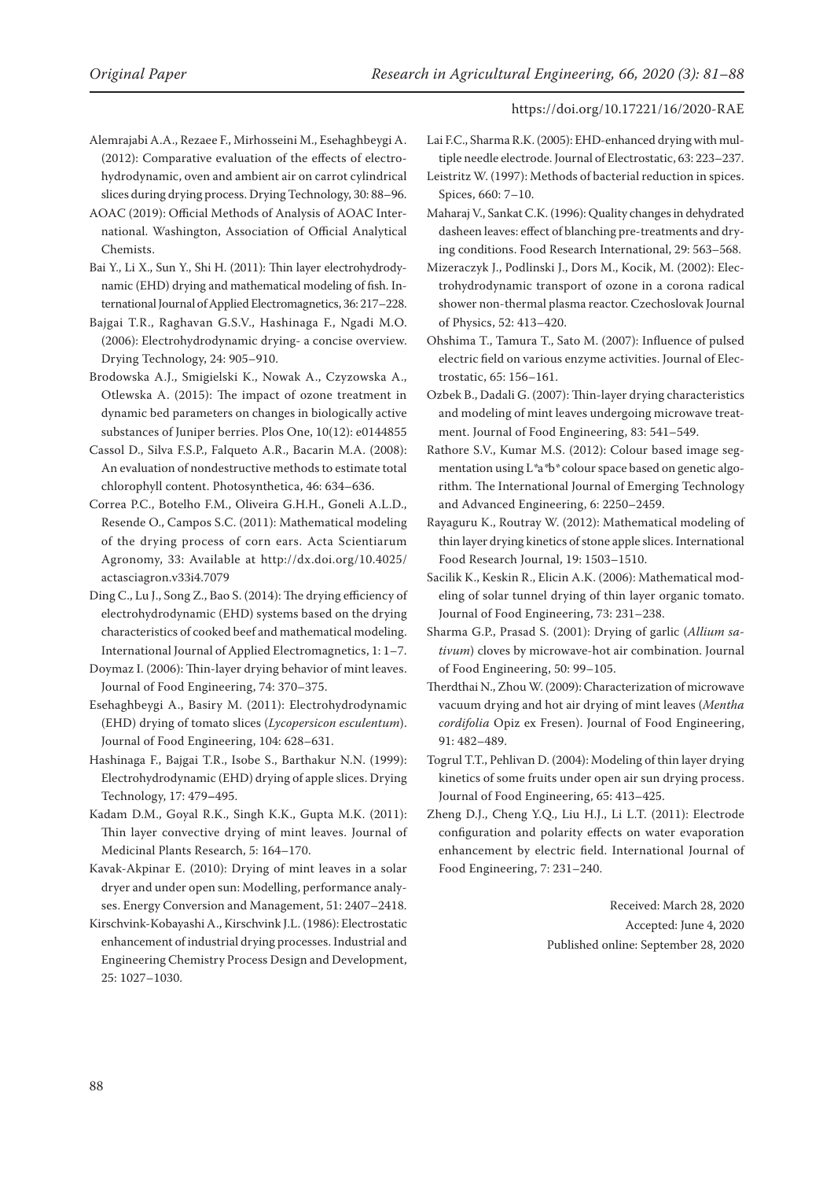Alemrajabi A.A., Rezaee F., Mirhosseini M., Esehaghbeygi A. (2012): Comparative evaluation of the effects of electrohydrodynamic, oven and ambient air on carrot cylindrical slices during drying process. Drying Technology, 30: 88–96.

AOAC (2019): Official Methods of Analysis of AOAC International. Washington, Association of Official Analytical Chemists.

Bai Y., Li X., Sun Y., Shi H. (2011): Thin layer electrohydrodynamic (EHD) drying and mathematical modeling of fish. International Journal of Applied Electromagnetics, 36: 217–228.

Bajgai T.R., Raghavan G.S.V., Hashinaga F., Ngadi M.O. (2006): Electrohydrodynamic drying- a concise overview. Drying Technology, 24: 905–910.

Brodowska A.J., Smigielski K., Nowak A., Czyzowska A., Otlewska A. (2015): The impact of ozone treatment in dynamic bed parameters on changes in biologically active substances of Juniper berries. Plos One, 10(12): e0144855

Cassol D., Silva F.S.P., Falqueto A.R., Bacarin M.A. (2008): An evaluation of nondestructive methods to estimate total chlorophyll content. Photosynthetica, 46: 634–636.

Correa P.C., Botelho F.M., Oliveira G.H.H., Goneli A.L.D., Resende O., Campos S.C. (2011): Mathematical modeling of the drying process of corn ears. Acta Scientiarum Agronomy, 33: Available at http://dx.doi.org/10.4025/actasciagron.v33i4.7079

Ding C., Lu J., Song Z., Bao S. (2014): The drying efficiency of electrohydrodynamic (EHD) systems based on the drying characteristics of cooked beef and mathematical modeling. International Journal of Applied Electromagnetics, 1: 1–7.

Doymaz I. (2006): Thin-layer drying behavior of mint leaves. Journal of Food Engineering, 74: 370–375.

Esehaghbeygi A., Basiry M. (2011): Electrohydrodynamic (EHD) drying of tomato slices (*Lycopersicon esculentum*). Journal of Food Engineering, 104: 628–631.

Hashinaga F., Bajgai T.R., Isobe S., Barthakur N.N. (1999): Electrohydrodynamic (EHD) drying of apple slices. Drying Technology, 17: 479–495.

Kadam D.M., Goyal R.K., Singh K.K., Gupta M.K. (2011): Thin layer convective drying of mint leaves. Journal of Medicinal Plants Research, 5: 164–170.

Kavak-Akpinar E. (2010): Drying of mint leaves in a solar dryer and under open sun: Modelling, performance analyses. Energy Conversion and Management, 51: 2407–2418.

Kirschvink-Kobayashi A., Kirschvink J.L. (1986): Electrostatic enhancement of industrial drying processes. Industrial and Engineering Chemistry Process Design and Development, 25: 1027–1030.

Lai F.C., Sharma R.K. (2005): EHD-enhanced drying with multiple needle electrode. Journal of Electrostatic, 63: 223–237.

Leistritz W. (1997): Methods of bacterial reduction in spices. Spices, 660: 7–10.

Maharaj V., Sankat C.K. (1996): Quality changes in dehydrated dasheen leaves: effect of blanching pre-treatments and drying conditions. Food Research International, 29: 563–568.

Mizeraczyk J., Podlinski J., Dors M., Kocik, M. (2002): Electrohydrodynamic transport of ozone in a corona radical shower non-thermal plasma reactor. Czechoslovak Journal of Physics, 52: 413–420.

Ohshima T., Tamura T., Sato M. (2007): Influence of pulsed electric field on various enzyme activities. Journal of Electrostatic, 65: 156–161.

Ozbek B., Dadali G. (2007): Thin-layer drying characteristics and modeling of mint leaves undergoing microwave treatment. Journal of Food Engineering, 83: 541–549.

Rathore S.V., Kumar M.S. (2012): Colour based image segmentation using L*a*b* colour space based on genetic algorithm. The International Journal of Emerging Technology and Advanced Engineering, 6: 2250–2459.

Rayaguru K., Routray W. (2012): Mathematical modeling of thin layer drying kinetics of stone apple slices. International Food Research Journal, 19: 1503–1510.

Sacilik K., Keskin R., Elicin A.K. (2006): Mathematical modeling of solar tunnel drying of thin layer organic tomato. Journal of Food Engineering, 73: 231–238.

Sharma G.P., Prasad S. (2001): Drying of garlic (*Allium sativum*) cloves by microwave-hot air combination. Journal of Food Engineering, 50: 99–105.

Therdthai N., Zhou W. (2009): Characterization of microwave vacuum drying and hot air drying of mint leaves (*Mentha cordifolia* Opiz ex Fresen). Journal of Food Engineering, 91: 482–489.

Togrul T.T., Pehlivan D. (2004): Modeling of thin layer drying kinetics of some fruits under open air sun drying process. Journal of Food Engineering, 65: 413–425.

Zheng D.J., Cheng Y.Q., Liu H.J., Li L.T. (2011): Electrode configuration and polarity effects on water evaporation enhancement by electric field. International Journal of Food Engineering, 7: 231–240.

Received: March 28, 2020
Accepted: June 4, 2020
Published online: September 28, 2020